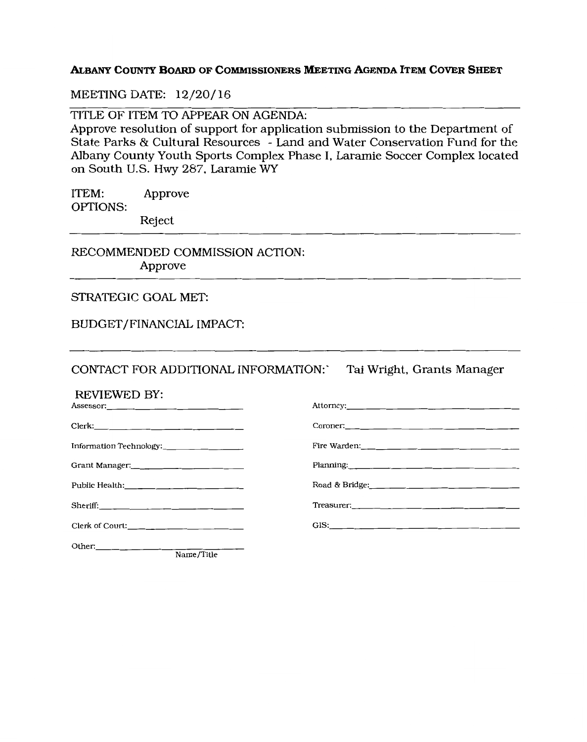**ALBANY COUNTY BOARD OF COMMISSIONERS MEETING AGENDA ITEM COVER SHEET**

MEETING DATE: 12/20/16

---

TITLE OF ITEM TO APPEAR ON AGENDA:

Approve resolution of support for application submission to the Department of State Parks & Cultural Resources - Land and Water Conservation Fund for the Albany County Youth Sports Complex Phase I, Laramie Soccer Complex located on South U.S. Hwy 287, Laramie WY

ITEM: Approve

OPTIONS:

Reject

---

RECOMMENDED COMMISSION ACTION:

Approve

---

STRATEGIC GOAL MET:

BUDGET/FINANCIAL IMPACT:

---

CONTACT FOR ADDITIONAL INFORMATION:` Tai Wright, Grants Manager

REVIEWED BY:

| | |
|---|---|
| Assessor:\_\_\_\_\_\_\_\_\_\_ | Attorney:\_\_\_\_\_\_\_\_\_\_ |
| Clerk:\_\_\_\_\_\_\_\_\_\_ | Coroner:\_\_\_\_\_\_\_\_\_\_ |
| Information Technology:\_\_\_\_\_\_\_\_\_\_ | Fire Warden:\_\_\_\_\_\_\_\_\_\_ |
| Grant Manager:\_\_\_\_\_\_\_\_\_\_ | Planning:\_\_\_\_\_\_\_\_\_\_ |
| Public Health:\_\_\_\_\_\_\_\_\_\_ | Road & Bridge:\_\_\_\_\_\_\_\_\_\_ |
| Sheriff:\_\_\_\_\_\_\_\_\_\_ | Treasurer:\_\_\_\_\_\_\_\_\_\_ |
| Clerk of Court:\_\_\_\_\_\_\_\_\_\_ | GIS:\_\_\_\_\_\_\_\_\_\_ |
| Other:\_\_\_\_\_\_\_\_\_\_ Name/Title | |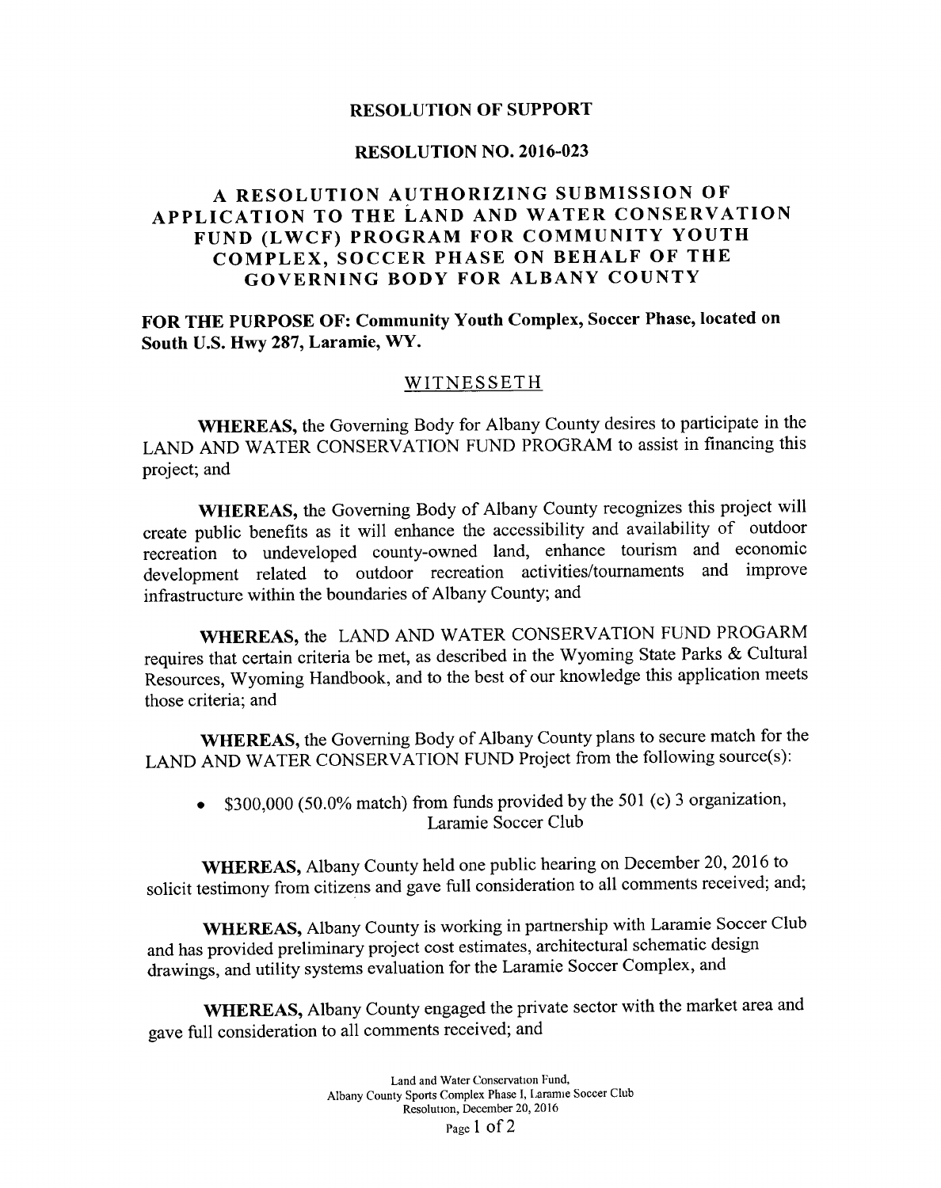**RESOLUTION OF SUPPORT**

**RESOLUTION NO. 2016-023**

## A RESOLUTION AUTHORIZING SUBMISSION OF APPLICATION TO THE LAND AND WATER CONSERVATION FUND (LWCF) PROGRAM FOR COMMUNITY YOUTH COMPLEX, SOCCER PHASE ON BEHALF OF THE GOVERNING BODY FOR ALBANY COUNTY

**FOR THE PURPOSE OF: Community Youth Complex, Soccer Phase, located on South U.S. Hwy 287, Laramie, WY.**

WITNESSETH

**WHEREAS,** the Governing Body for Albany County desires to participate in the LAND AND WATER CONSERVATION FUND PROGRAM to assist in financing this project; and

**WHEREAS,** the Governing Body of Albany County recognizes this project will create public benefits as it will enhance the accessibility and availability of outdoor recreation to undeveloped county-owned land, enhance tourism and economic development related to outdoor recreation activities/tournaments and improve infrastructure within the boundaries of Albany County; and

**WHEREAS,** the LAND AND WATER CONSERVATION FUND PROGARM requires that certain criteria be met, as described in the Wyoming State Parks & Cultural Resources, Wyoming Handbook, and to the best of our knowledge this application meets those criteria; and

**WHEREAS,** the Governing Body of Albany County plans to secure match for the LAND AND WATER CONSERVATION FUND Project from the following source(s):

- $300,000 (50.0% match) from funds provided by the 501 (c) 3 organization, Laramie Soccer Club

**WHEREAS,** Albany County held one public hearing on December 20, 2016 to solicit testimony from citizens and gave full consideration to all comments received; and;

**WHEREAS,** Albany County is working in partnership with Laramie Soccer Club and has provided preliminary project cost estimates, architectural schematic design drawings, and utility systems evaluation for the Laramie Soccer Complex, and

**WHEREAS,** Albany County engaged the private sector with the market area and gave full consideration to all comments received; and

Land and Water Conservation Fund,
Albany County Sports Complex Phase I, Laramie Soccer Club
Resolution, December 20, 2016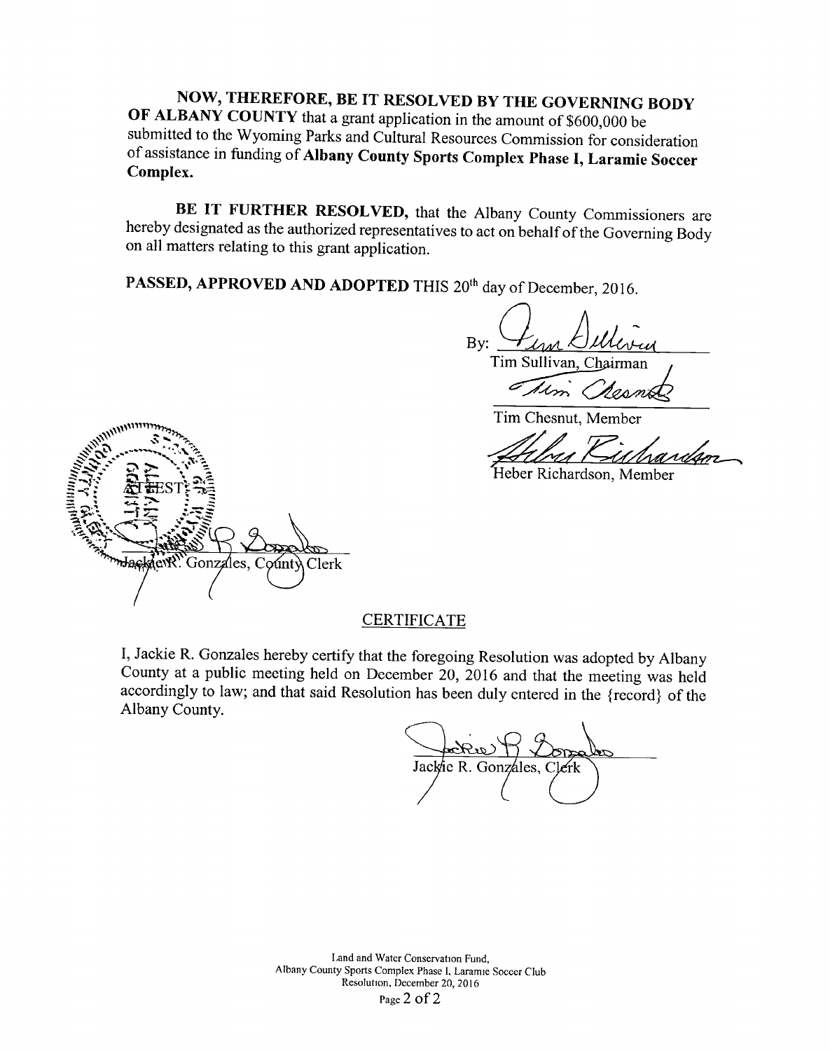**NOW, THEREFORE, BE IT RESOLVED BY THE GOVERNING BODY OF ALBANY COUNTY** that a grant application in the amount of $600,000 be submitted to the Wyoming Parks and Cultural Resources Commission for consideration of assistance in funding of **Albany County Sports Complex Phase I, Laramie Soccer Complex.**

**BE IT FURTHER RESOLVED,** that the Albany County Commissioners are hereby designated as the authorized representatives to act on behalf of the Governing Body on all matters relating to this grant application.

**PASSED, APPROVED AND ADOPTED** THIS 20th day of December, 2016.

By: ______________________
Tim Sullivan, Chairman

______________________
Tim Chesnut, Member

______________________
Heber Richardson, Member

ATTEST:

______________________
Jackie R. Gonzales, County Clerk

## CERTIFICATE

I, Jackie R. Gonzales hereby certify that the foregoing Resolution was adopted by Albany County at a public meeting held on December 20, 2016 and that the meeting was held accordingly to law; and that said Resolution has been duly entered in the {record} of the Albany County.

______________________
Jackie R. Gonzales, Clerk

Land and Water Conservation Fund,
Albany County Sports Complex Phase I, Laramie Soccer Club
Resolution, December 20, 2016